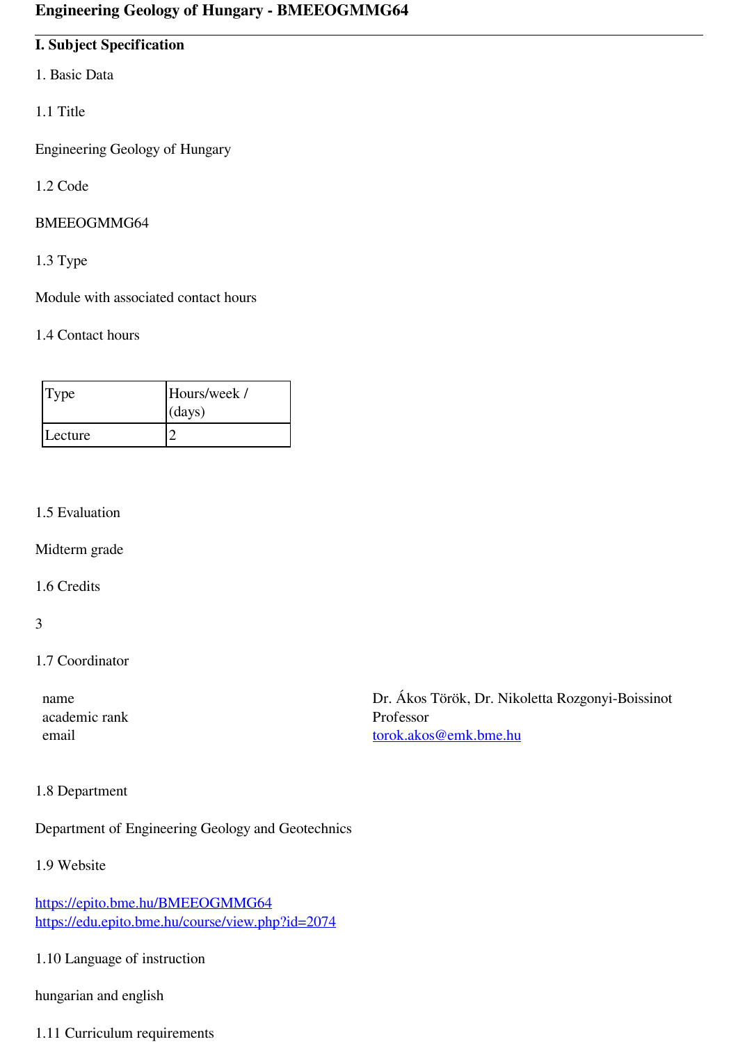# Engineering Geology of Hungary - BMEEOGMMG64

## I. Subject Specification

1. Basic Data

1.1 Title

Engineering Geology of Hungary

1.2 Code

BMEEOGMMG64

1.3 Type

Module with associated contact hours

1.4 Contact hours

| Type | Hours/week / (days) |
|---|---|
| Lecture | 2 |

1.5 Evaluation

Midterm grade

1.6 Credits

3

1.7 Coordinator

| | |
|---|---|
| name | Dr. Ákos Török, Dr. Nikoletta Rozgonyi-Boissinot |
| academic rank | Professor |
| email | torok.akos@emk.bme.hu |

1.8 Department

Department of Engineering Geology and Geotechnics

1.9 Website

https://epito.bme.hu/BMEEOGMMG64
https://edu.epito.bme.hu/course/view.php?id=2074

1.10 Language of instruction

hungarian and english

1.11 Curriculum requirements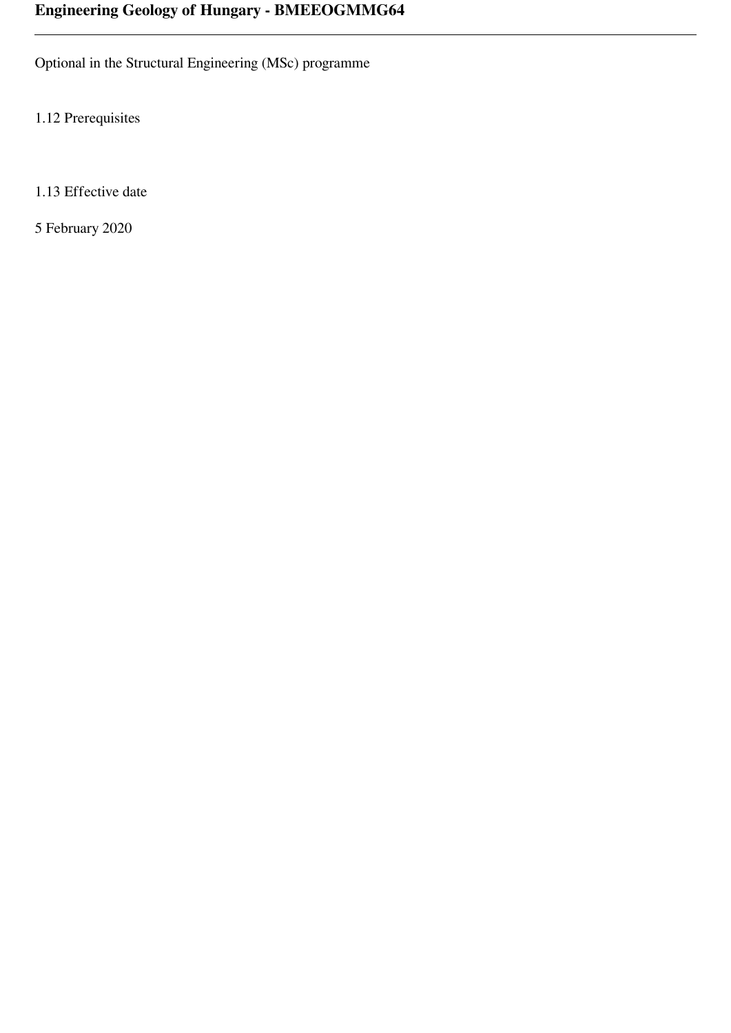Optional in the Structural Engineering (MSc) programme

1.12 Prerequisites

1.13 Effective date

5 February 2020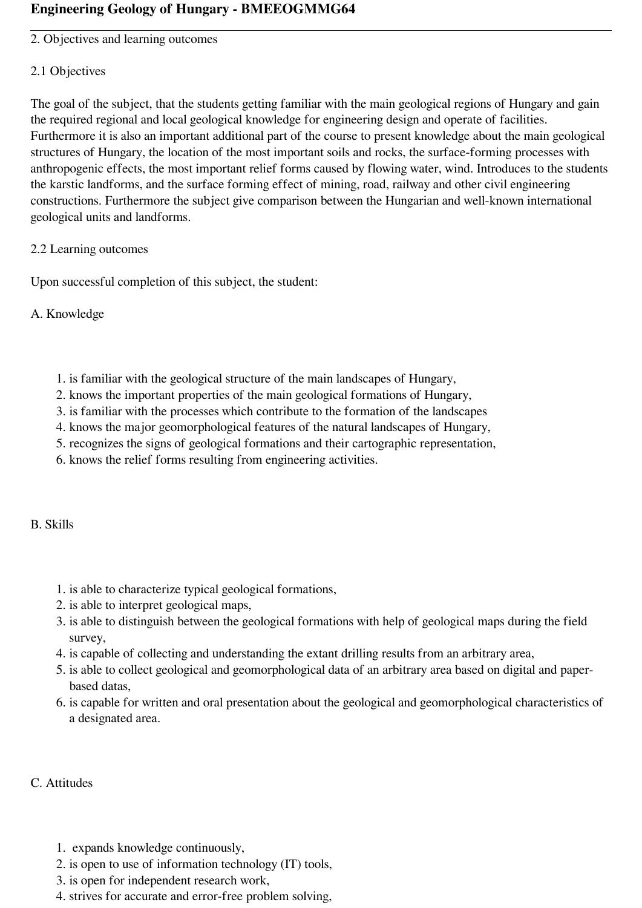# Engineering Geology of Hungary - BMEEOGMMG64

2. Objectives and learning outcomes

2.1 Objectives

The goal of the subject, that the students getting familiar with the main geological regions of Hungary and gain the required regional and local geological knowledge for engineering design and operate of facilities. Furthermore it is also an important additional part of the course to present knowledge about the main geological structures of Hungary, the location of the most important soils and rocks, the surface-forming processes with anthropogenic effects, the most important relief forms caused by flowing water, wind. Introduces to the students the karstic landforms, and the surface forming effect of mining, road, railway and other civil engineering constructions. Furthermore the subject give comparison between the Hungarian and well-known international geological units and landforms.

2.2 Learning outcomes

Upon successful completion of this subject, the student:

A. Knowledge

1. is familiar with the geological structure of the main landscapes of Hungary,
2. knows the important properties of the main geological formations of Hungary,
3. is familiar with the processes which contribute to the formation of the landscapes
4. knows the major geomorphological features of the natural landscapes of Hungary,
5. recognizes the signs of geological formations and their cartographic representation,
6. knows the relief forms resulting from engineering activities.

B. Skills

1. is able to characterize typical geological formations,
2. is able to interpret geological maps,
3. is able to distinguish between the geological formations with help of geological maps during the field survey,
4. is capable of collecting and understanding the extant drilling results from an arbitrary area,
5. is able to collect geological and geomorphological data of an arbitrary area based on digital and paper-based datas,
6. is capable for written and oral presentation about the geological and geomorphological characteristics of a designated area.

C. Attitudes

1. expands knowledge continuously,
2. is open to use of information technology (IT) tools,
3. is open for independent research work,
4. strives for accurate and error-free problem solving,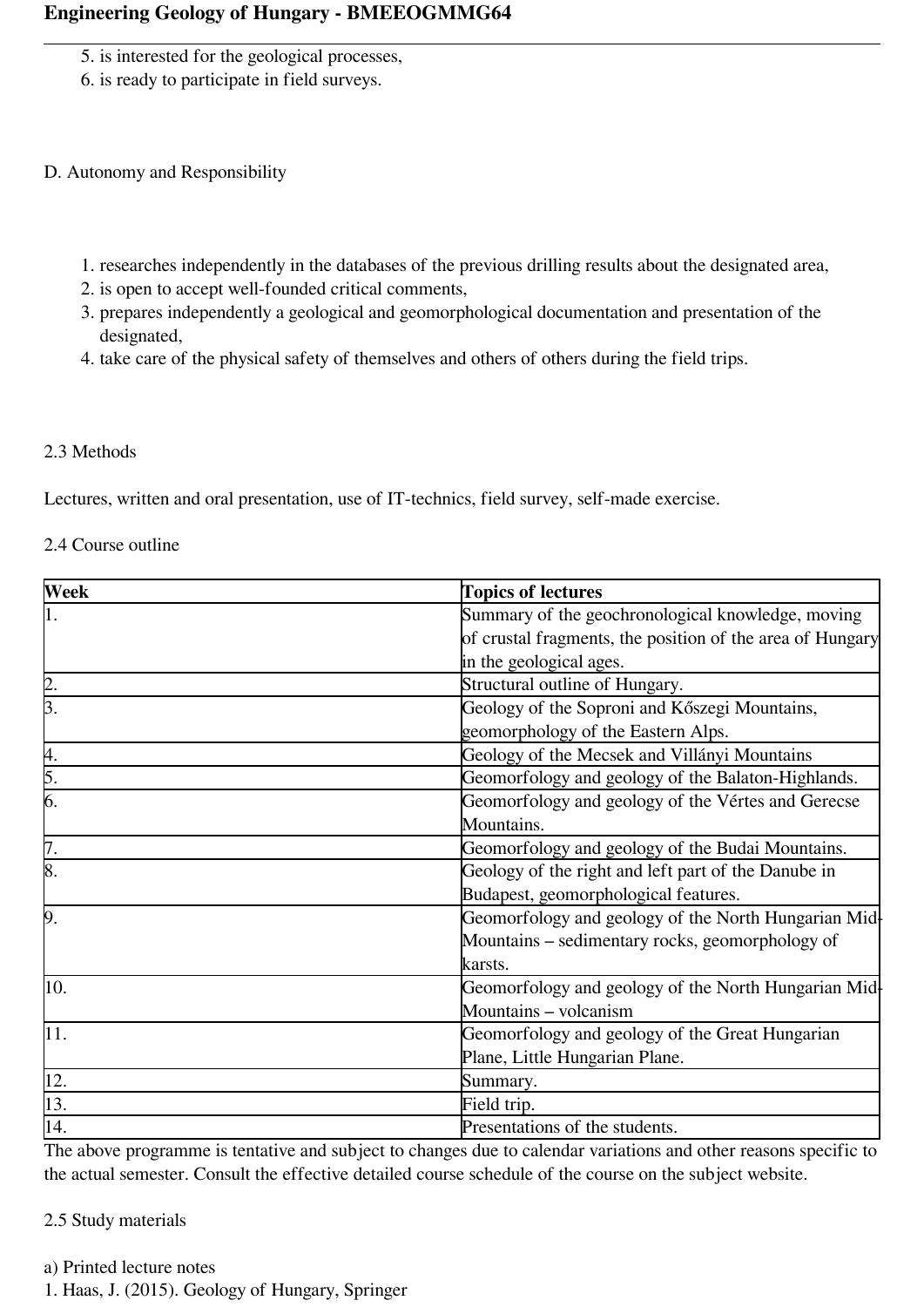5. is interested for the geological processes,
6. is ready to participate in field surveys.

D. Autonomy and Responsibility

1. researches independently in the databases of the previous drilling results about the designated area,
2. is open to accept well-founded critical comments,
3. prepares independently a geological and geomorphological documentation and presentation of the designated,
4. take care of the physical safety of themselves and others of others during the field trips.

2.3 Methods

Lectures, written and oral presentation, use of IT-technics, field survey, self-made exercise.

2.4 Course outline

| **Week** | **Topics of lectures** |
|---|---|
| 1. | Summary of the geochronological knowledge, moving of crustal fragments, the position of the area of Hungary in the geological ages. |
| 2. | Structural outline of Hungary. |
| 3. | Geology of the Soproni and Kőszegi Mountains, geomorphology of the Eastern Alps. |
| 4. | Geology of the Mecsek and Villányi Mountains |
| 5. | Geomorfology and geology of the Balaton-Highlands. |
| 6. | Geomorfology and geology of the Vértes and Gerecse Mountains. |
| 7. | Geomorfology and geology of the Budai Mountains. |
| 8. | Geology of the right and left part of the Danube in Budapest, geomorphological features. |
| 9. | Geomorfology and geology of the North Hungarian Mid-Mountains – sedimentary rocks, geomorphology of karsts. |
| 10. | Geomorfology and geology of the North Hungarian Mid-Mountains – volcanism |
| 11. | Geomorfology and geology of the Great Hungarian Plane, Little Hungarian Plane. |
| 12. | Summary. |
| 13. | Field trip. |
| 14. | Presentations of the students. |

The above programme is tentative and subject to changes due to calendar variations and other reasons specific to the actual semester. Consult the effective detailed course schedule of the course on the subject website.

2.5 Study materials

a) Printed lecture notes
1. Haas, J. (2015). Geology of Hungary, Springer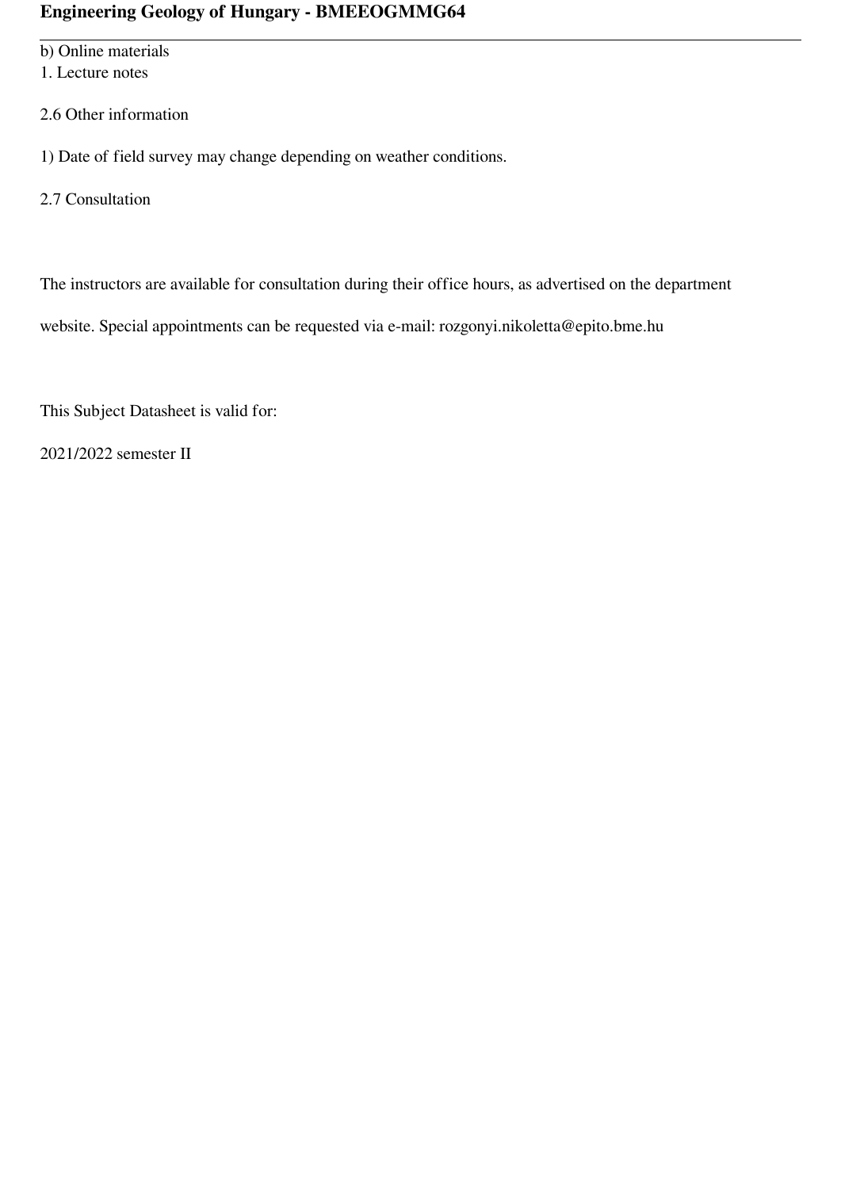b) Online materials

1. Lecture notes

2.6 Other information

1) Date of field survey may change depending on weather conditions.

2.7 Consultation

The instructors are available for consultation during their office hours, as advertised on the department website. Special appointments can be requested via e-mail: rozgonyi.nikoletta@epito.bme.hu

This Subject Datasheet is valid for:

2021/2022 semester II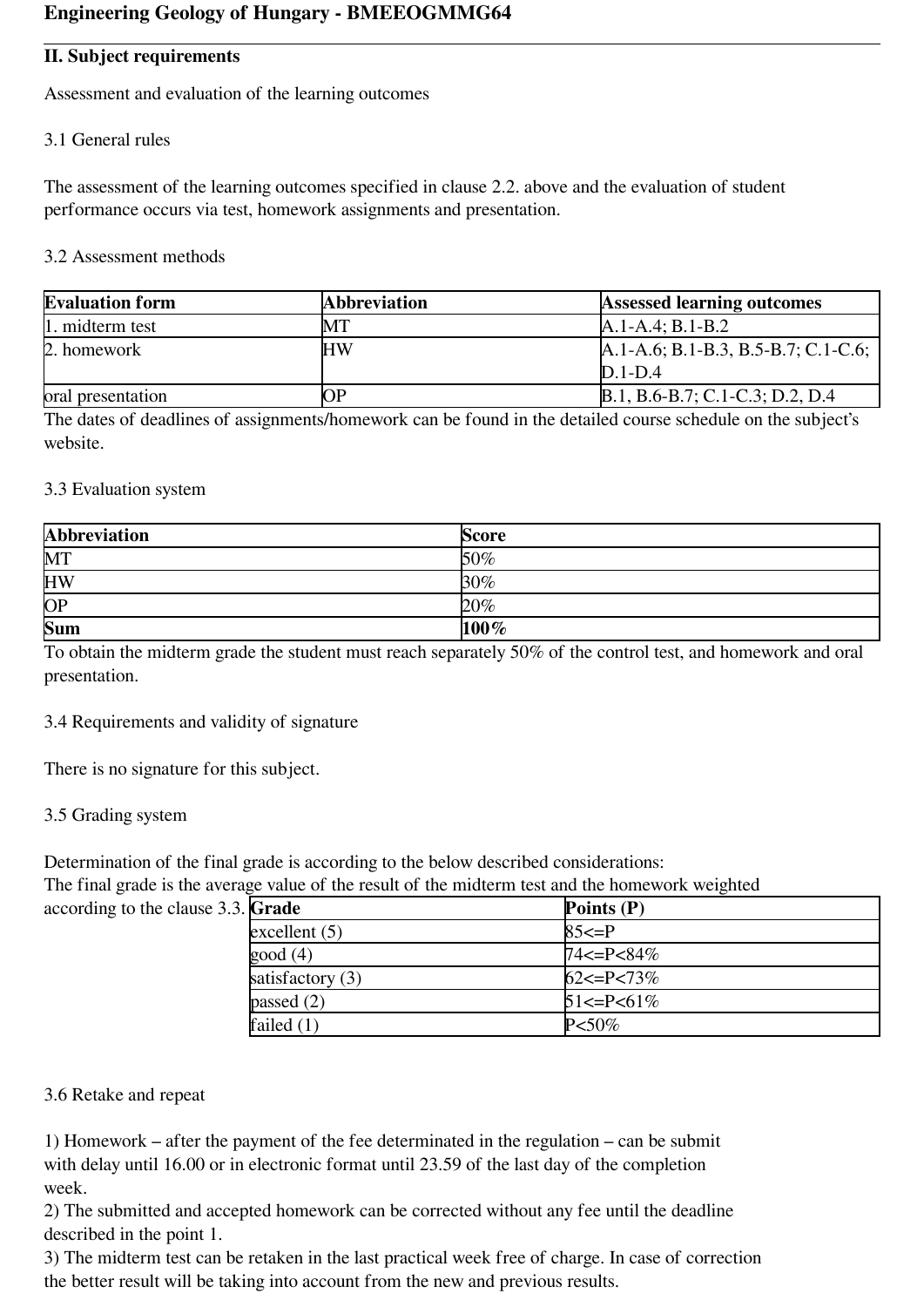**Engineering Geology of Hungary - BMEEOGMMG64**

---

**II. Subject requirements**

Assessment and evaluation of the learning outcomes

3.1 General rules

The assessment of the learning outcomes specified in clause 2.2. above and the evaluation of student performance occurs via test, homework assignments and presentation.

3.2 Assessment methods

| Evaluation form | Abbreviation | Assessed learning outcomes |
|---|---|---|
| 1. midterm test | MT | A.1-A.4; B.1-B.2 |
| 2. homework | HW | A.1-A.6; B.1-B.3, B.5-B.7; C.1-C.6; D.1-D.4 |
| oral presentation | OP | B.1, B.6-B.7; C.1-C.3; D.2, D.4 |

The dates of deadlines of assignments/homework can be found in the detailed course schedule on the subject's website.

3.3 Evaluation system

| Abbreviation | Score |
|---|---|
| MT | 50% |
| HW | 30% |
| OP | 20% |
| **Sum** | **100%** |

To obtain the midterm grade the student must reach separately 50% of the control test, and homework and oral presentation.

3.4 Requirements and validity of signature

There is no signature for this subject.

3.5 Grading system

Determination of the final grade is according to the below described considerations:
The final grade is the average value of the result of the midterm test and the homework weighted according to the clause 3.3.

| Grade | Points (P) |
|---|---|
| excellent (5) | 85<=P |
| good (4) | 74<=P<84% |
| satisfactory (3) | 62<=P<73% |
| passed (2) | 51<=P<61% |
| failed (1) | P<50% |

3.6 Retake and repeat

1) Homework – after the payment of the fee determinated in the regulation – can be submit with delay until 16.00 or in electronic format until 23.59 of the last day of the completion week.
2) The submitted and accepted homework can be corrected without any fee until the deadline described in the point 1.
3) The midterm test can be retaken in the last practical week free of charge. In case of correction the better result will be taking into account from the new and previous results.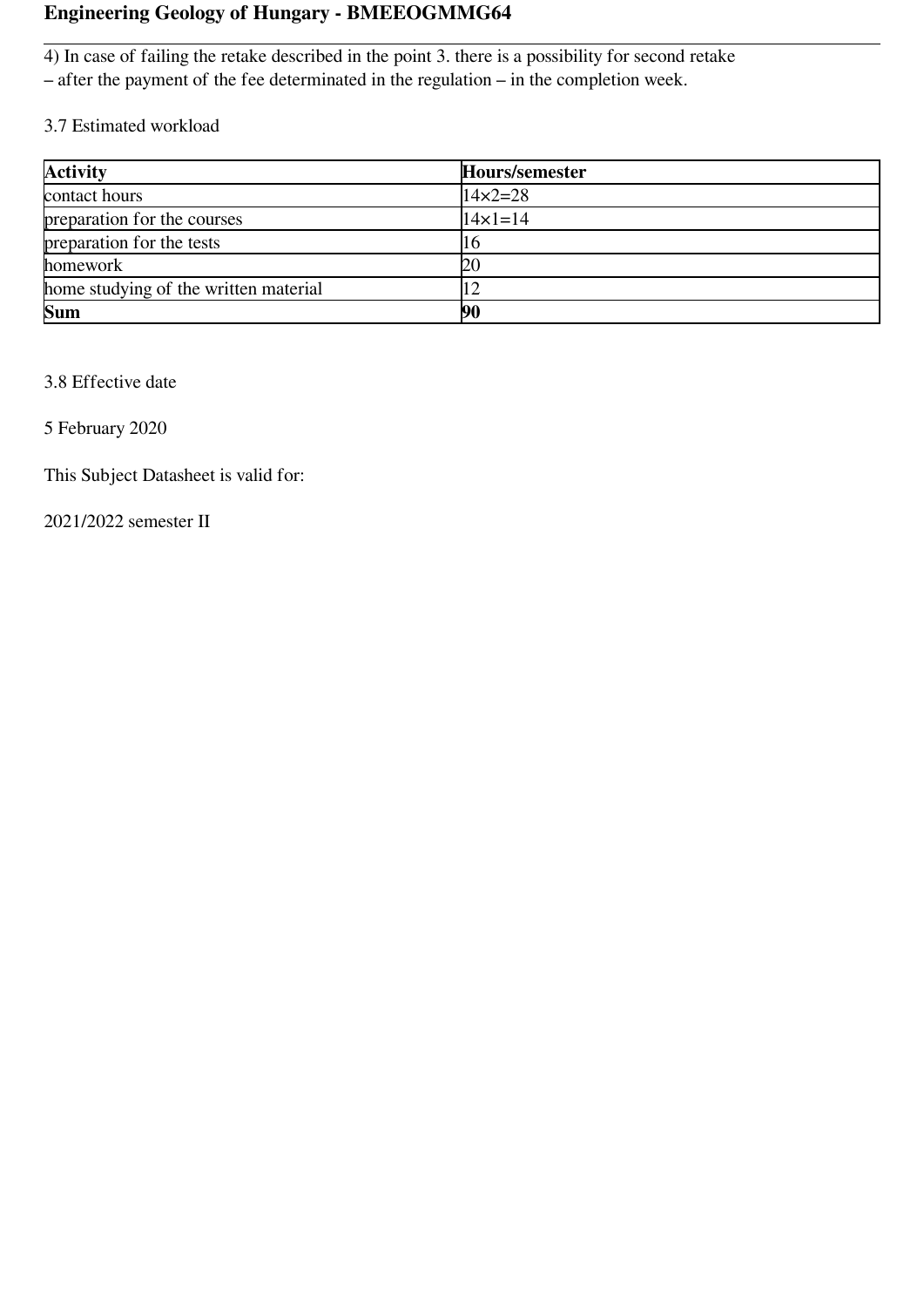4) In case of failing the retake described in the point 3. there is a possibility for second retake – after the payment of the fee determinated in the regulation – in the completion week.

3.7 Estimated workload

| **Activity** | **Hours/semester** |
| --- | --- |
| contact hours | 14×2=28 |
| preparation for the courses | 14×1=14 |
| preparation for the tests | 16 |
| homework | 20 |
| home studying of the written material | 12 |
| **Sum** | **90** |

3.8 Effective date

5 February 2020

This Subject Datasheet is valid for:

2021/2022 semester II